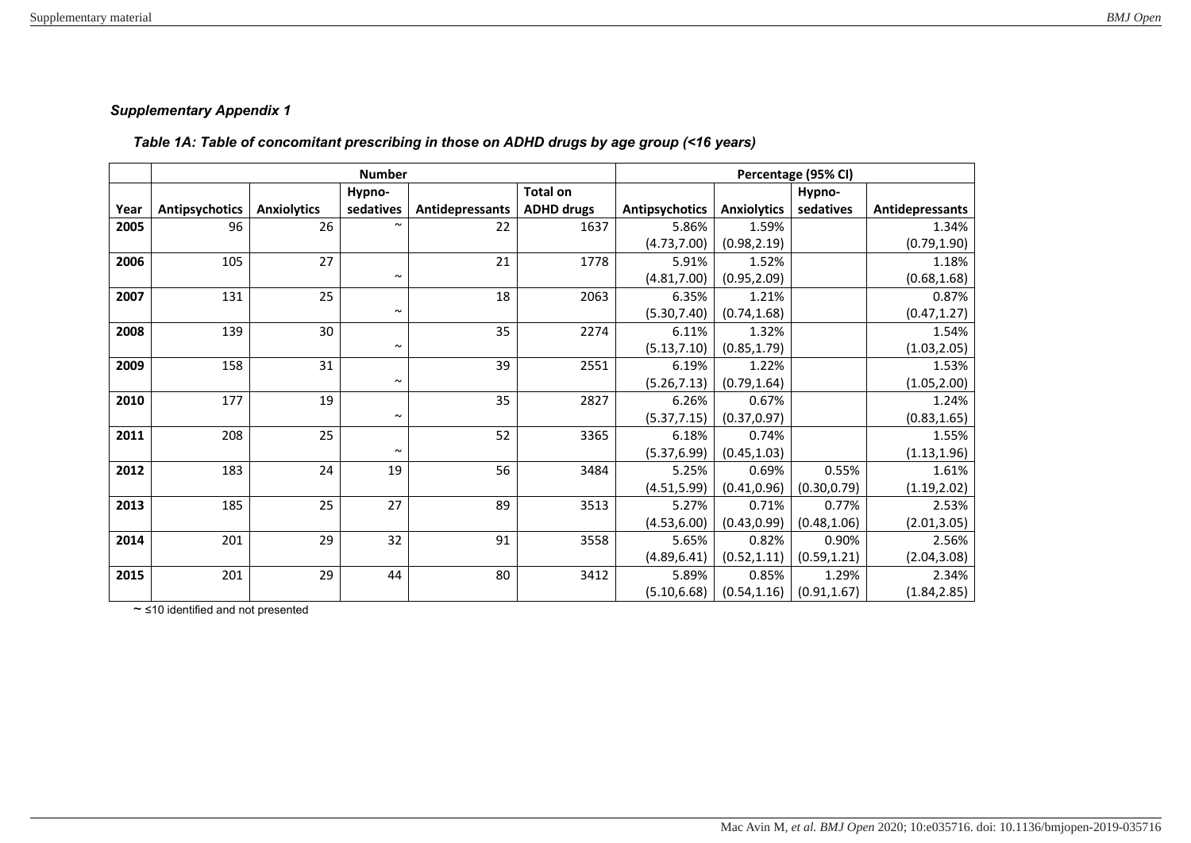### *Supplementary Appendix 1*

#### *Table 1A: Table of concomitant prescribing in those on ADHD drugs by age group (<16 years)*

| | Number | | | | | Percentage (95% CI) | | | |
|---|---|---|---|---|---|---|---|---|---|
| **Year** | **Antipsychotics** | **Anxiolytics** | **Hypno-sedatives** | **Antidepressants** | **Total on ADHD drugs** | **Antipsychotics** | **Anxiolytics** | **Hypno-sedatives** | **Antidepressants** |
| **2005** | 96 | 26 | ~ | 22 | 1637 | 5.86% (4.73,7.00) | 1.59% (0.98,2.19) | | 1.34% (0.79,1.90) |
| **2006** | 105 | 27 | ~ | 21 | 1778 | 5.91% (4.81,7.00) | 1.52% (0.95,2.09) | | 1.18% (0.68,1.68) |
| **2007** | 131 | 25 | ~ | 18 | 2063 | 6.35% (5.30,7.40) | 1.21% (0.74,1.68) | | 0.87% (0.47,1.27) |
| **2008** | 139 | 30 | ~ | 35 | 2274 | 6.11% (5.13,7.10) | 1.32% (0.85,1.79) | | 1.54% (1.03,2.05) |
| **2009** | 158 | 31 | ~ | 39 | 2551 | 6.19% (5.26,7.13) | 1.22% (0.79,1.64) | | 1.53% (1.05,2.00) |
| **2010** | 177 | 19 | ~ | 35 | 2827 | 6.26% (5.37,7.15) | 0.67% (0.37,0.97) | | 1.24% (0.83,1.65) |
| **2011** | 208 | 25 | ~ | 52 | 3365 | 6.18% (5.37,6.99) | 0.74% (0.45,1.03) | | 1.55% (1.13,1.96) |
| **2012** | 183 | 24 | 19 | 56 | 3484 | 5.25% (4.51,5.99) | 0.69% (0.41,0.96) | 0.55% (0.30,0.79) | 1.61% (1.19,2.02) |
| **2013** | 185 | 25 | 27 | 89 | 3513 | 5.27% (4.53,6.00) | 0.71% (0.43,0.99) | 0.77% (0.48,1.06) | 2.53% (2.01,3.05) |
| **2014** | 201 | 29 | 32 | 91 | 3558 | 5.65% (4.89,6.41) | 0.82% (0.52,1.11) | 0.90% (0.59,1.21) | 2.56% (2.04,3.08) |
| **2015** | 201 | 29 | 44 | 80 | 3412 | 5.89% (5.10,6.68) | 0.85% (0.54,1.16) | 1.29% (0.91,1.67) | 2.34% (1.84,2.85) |

~ ≤10 identified and not presented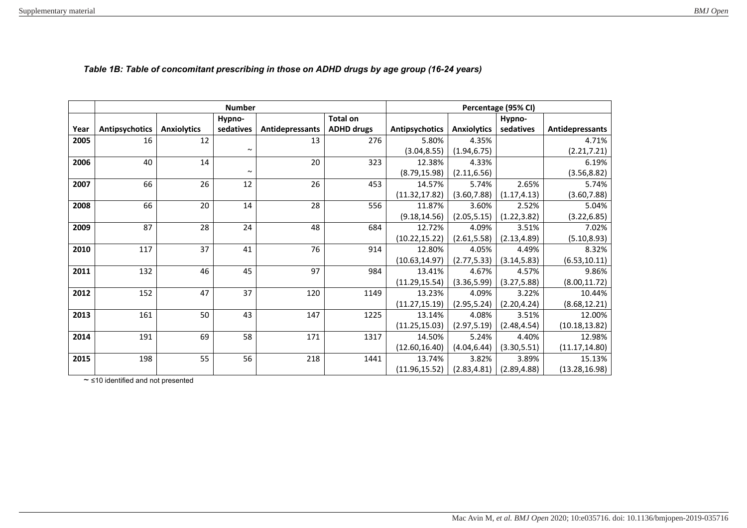*Table 1B: Table of concomitant prescribing in those on ADHD drugs by age group (16-24 years)*

| | Number | | | | | Percentage (95% CI) | | | |
|---|---|---|---|---|---|---|---|---|---|
| Year | Antipsychotics | Anxiolytics | Hypno-sedatives | Antidepressants | Total on ADHD drugs | Antipsychotics | Anxiolytics | Hypno-sedatives | Antidepressants |
| **2005** | 16 | 12 | ~ | 13 | 276 | 5.80% (3.04,8.55) | 4.35% (1.94,6.75) | | 4.71% (2.21,7.21) |
| **2006** | 40 | 14 | ~ | 20 | 323 | 12.38% (8.79,15.98) | 4.33% (2.11,6.56) | | 6.19% (3.56,8.82) |
| **2007** | 66 | 26 | 12 | 26 | 453 | 14.57% (11.32,17.82) | 5.74% (3.60,7.88) | 2.65% (1.17,4.13) | 5.74% (3.60,7.88) |
| **2008** | 66 | 20 | 14 | 28 | 556 | 11.87% (9.18,14.56) | 3.60% (2.05,5.15) | 2.52% (1.22,3.82) | 5.04% (3.22,6.85) |
| **2009** | 87 | 28 | 24 | 48 | 684 | 12.72% (10.22,15.22) | 4.09% (2.61,5.58) | 3.51% (2.13,4.89) | 7.02% (5.10,8.93) |
| **2010** | 117 | 37 | 41 | 76 | 914 | 12.80% (10.63,14.97) | 4.05% (2.77,5.33) | 4.49% (3.14,5.83) | 8.32% (6.53,10.11) |
| **2011** | 132 | 46 | 45 | 97 | 984 | 13.41% (11.29,15.54) | 4.67% (3.36,5.99) | 4.57% (3.27,5.88) | 9.86% (8.00,11.72) |
| **2012** | 152 | 47 | 37 | 120 | 1149 | 13.23% (11.27,15.19) | 4.09% (2.95,5.24) | 3.22% (2.20,4.24) | 10.44% (8.68,12.21) |
| **2013** | 161 | 50 | 43 | 147 | 1225 | 13.14% (11.25,15.03) | 4.08% (2.97,5.19) | 3.51% (2.48,4.54) | 12.00% (10.18,13.82) |
| **2014** | 191 | 69 | 58 | 171 | 1317 | 14.50% (12.60,16.40) | 5.24% (4.04,6.44) | 4.40% (3.30,5.51) | 12.98% (11.17,14.80) |
| **2015** | 198 | 55 | 56 | 218 | 1441 | 13.74% (11.96,15.52) | 3.82% (2.83,4.81) | 3.89% (2.89,4.88) | 15.13% (13.28,16.98) |

~ ≤10 identified and not presented